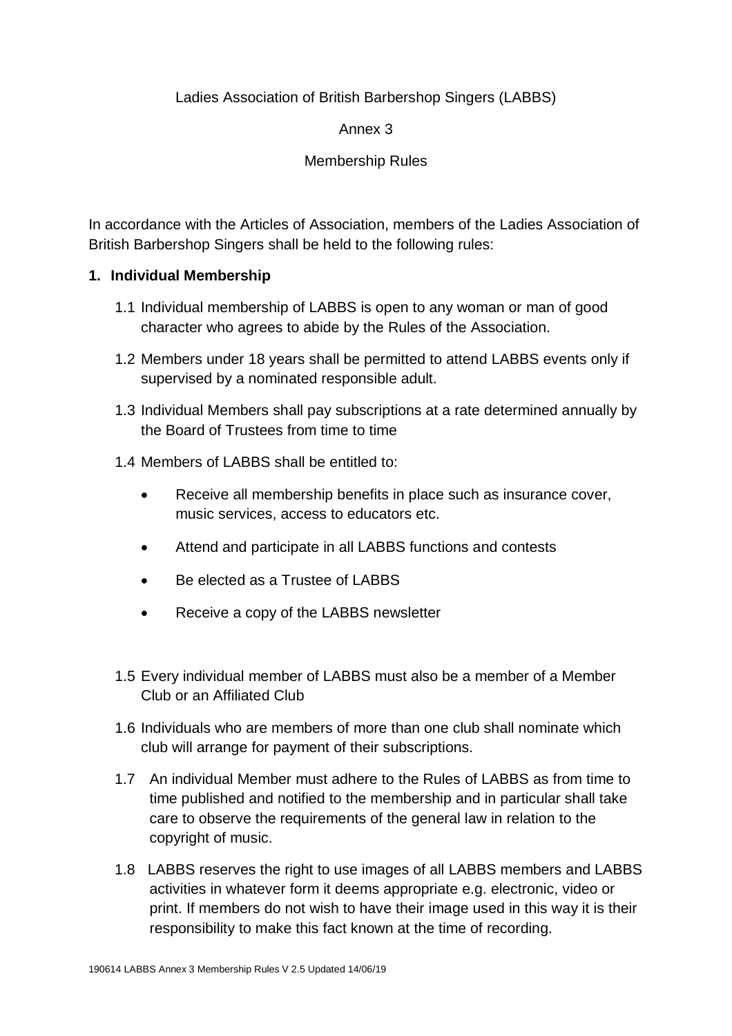Ladies Association of British Barbershop Singers (LABBS)

Annex 3

Membership Rules

In accordance with the Articles of Association, members of the Ladies Association of British Barbershop Singers shall be held to the following rules:

## 1. Individual Membership

1.1 Individual membership of LABBS is open to any woman or man of good character who agrees to abide by the Rules of the Association.

1.2 Members under 18 years shall be permitted to attend LABBS events only if supervised by a nominated responsible adult.

1.3 Individual Members shall pay subscriptions at a rate determined annually by the Board of Trustees from time to time

1.4 Members of LABBS shall be entitled to:

- Receive all membership benefits in place such as insurance cover, music services, access to educators etc.
- Attend and participate in all LABBS functions and contests
- Be elected as a Trustee of LABBS
- Receive a copy of the LABBS newsletter

1.5 Every individual member of LABBS must also be a member of a Member Club or an Affiliated Club

1.6 Individuals who are members of more than one club shall nominate which club will arrange for payment of their subscriptions.

1.7 An individual Member must adhere to the Rules of LABBS as from time to time published and notified to the membership and in particular shall take care to observe the requirements of the general law in relation to the copyright of music.

1.8 LABBS reserves the right to use images of all LABBS members and LABBS activities in whatever form it deems appropriate e.g. electronic, video or print. If members do not wish to have their image used in this way it is their responsibility to make this fact known at the time of recording.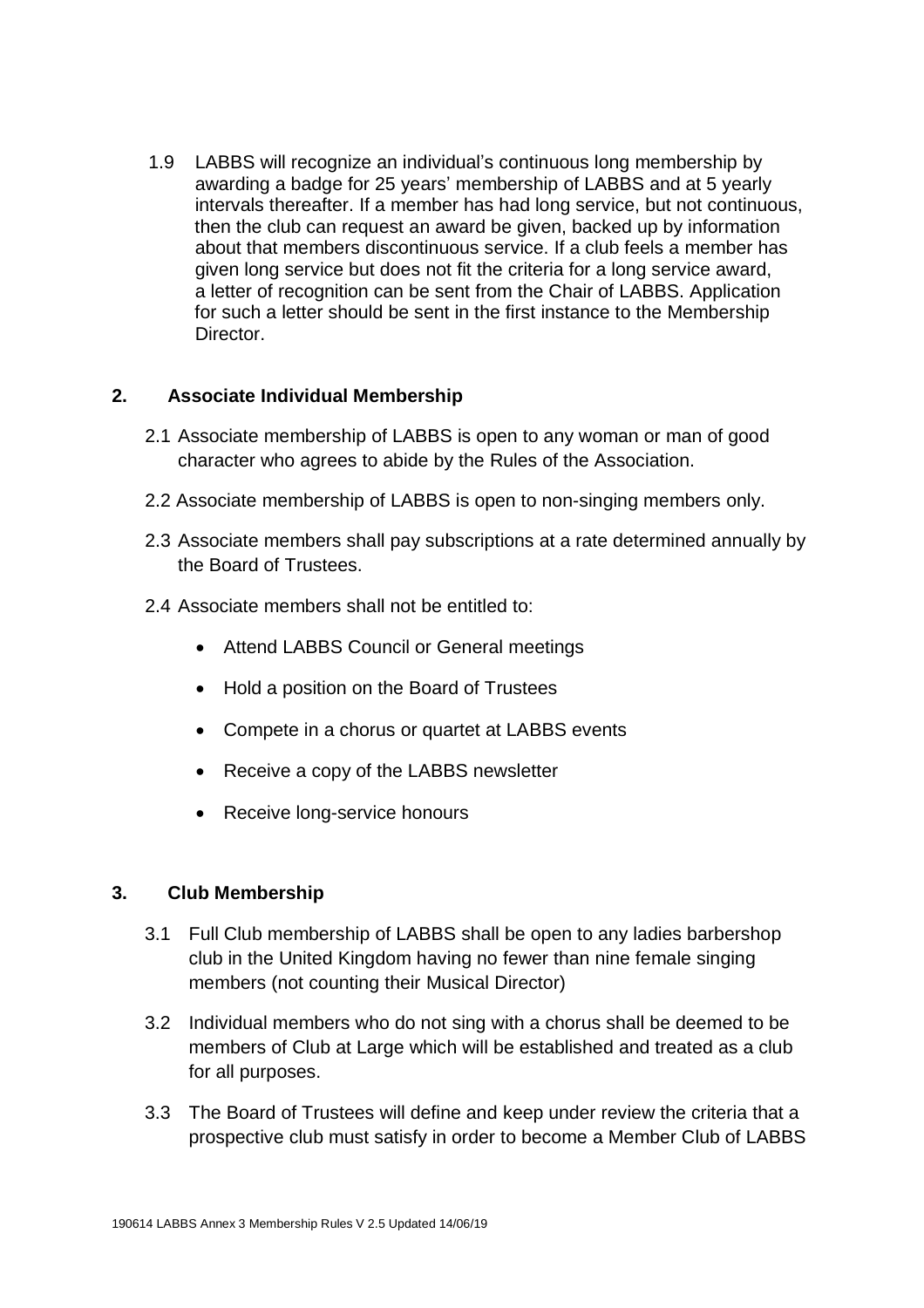1.9 LABBS will recognize an individual's continuous long membership by awarding a badge for 25 years' membership of LABBS and at 5 yearly intervals thereafter. If a member has had long service, but not continuous, then the club can request an award be given, backed up by information about that members discontinuous service. If a club feels a member has given long service but does not fit the criteria for a long service award, a letter of recognition can be sent from the Chair of LABBS. Application for such a letter should be sent in the first instance to the Membership Director.

## 2. Associate Individual Membership

2.1 Associate membership of LABBS is open to any woman or man of good character who agrees to abide by the Rules of the Association.

2.2 Associate membership of LABBS is open to non-singing members only.

2.3 Associate members shall pay subscriptions at a rate determined annually by the Board of Trustees.

2.4 Associate members shall not be entitled to:

- Attend LABBS Council or General meetings
- Hold a position on the Board of Trustees
- Compete in a chorus or quartet at LABBS events
- Receive a copy of the LABBS newsletter
- Receive long-service honours

## 3. Club Membership

3.1 Full Club membership of LABBS shall be open to any ladies barbershop club in the United Kingdom having no fewer than nine female singing members (not counting their Musical Director)

3.2 Individual members who do not sing with a chorus shall be deemed to be members of Club at Large which will be established and treated as a club for all purposes.

3.3 The Board of Trustees will define and keep under review the criteria that a prospective club must satisfy in order to become a Member Club of LABBS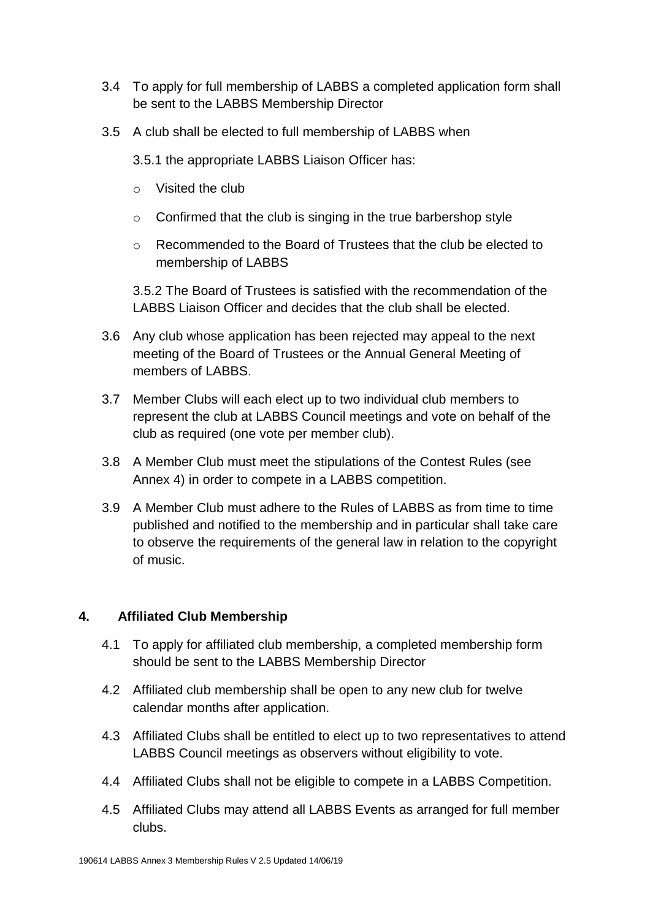3.4 To apply for full membership of LABBS a completed application form shall be sent to the LABBS Membership Director

3.5 A club shall be elected to full membership of LABBS when

3.5.1 the appropriate LABBS Liaison Officer has:

- Visited the club
- Confirmed that the club is singing in the true barbershop style
- Recommended to the Board of Trustees that the club be elected to membership of LABBS

3.5.2 The Board of Trustees is satisfied with the recommendation of the LABBS Liaison Officer and decides that the club shall be elected.

3.6 Any club whose application has been rejected may appeal to the next meeting of the Board of Trustees or the Annual General Meeting of members of LABBS.

3.7 Member Clubs will each elect up to two individual club members to represent the club at LABBS Council meetings and vote on behalf of the club as required (one vote per member club).

3.8 A Member Club must meet the stipulations of the Contest Rules (see Annex 4) in order to compete in a LABBS competition.

3.9 A Member Club must adhere to the Rules of LABBS as from time to time published and notified to the membership and in particular shall take care to observe the requirements of the general law in relation to the copyright of music.

## 4. Affiliated Club Membership

4.1 To apply for affiliated club membership, a completed membership form should be sent to the LABBS Membership Director

4.2 Affiliated club membership shall be open to any new club for twelve calendar months after application.

4.3 Affiliated Clubs shall be entitled to elect up to two representatives to attend LABBS Council meetings as observers without eligibility to vote.

4.4 Affiliated Clubs shall not be eligible to compete in a LABBS Competition.

4.5 Affiliated Clubs may attend all LABBS Events as arranged for full member clubs.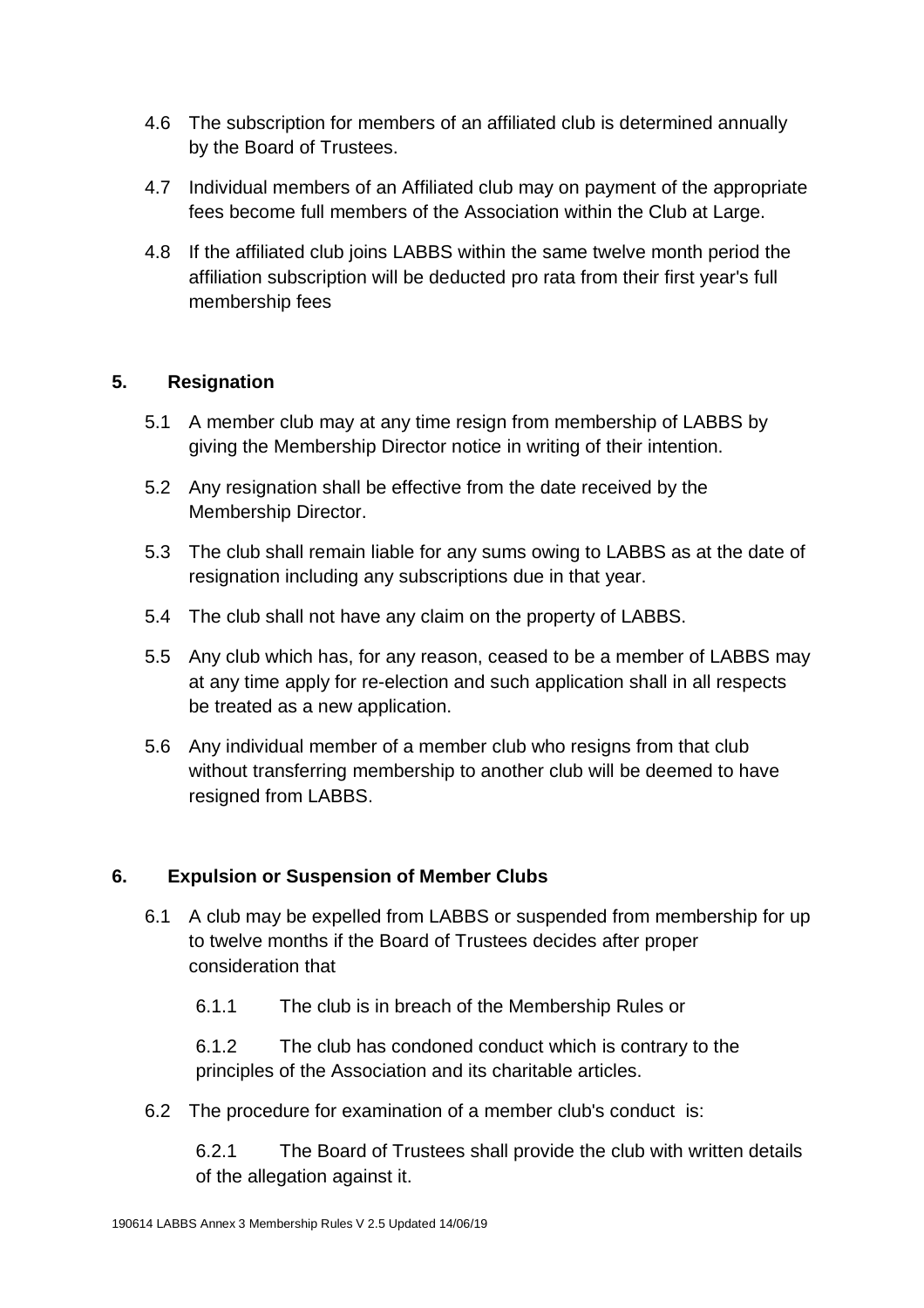4.6 The subscription for members of an affiliated club is determined annually by the Board of Trustees.

4.7 Individual members of an Affiliated club may on payment of the appropriate fees become full members of the Association within the Club at Large.

4.8 If the affiliated club joins LABBS within the same twelve month period the affiliation subscription will be deducted pro rata from their first year's full membership fees

## 5. Resignation

5.1 A member club may at any time resign from membership of LABBS by giving the Membership Director notice in writing of their intention.

5.2 Any resignation shall be effective from the date received by the Membership Director.

5.3 The club shall remain liable for any sums owing to LABBS as at the date of resignation including any subscriptions due in that year.

5.4 The club shall not have any claim on the property of LABBS.

5.5 Any club which has, for any reason, ceased to be a member of LABBS may at any time apply for re-election and such application shall in all respects be treated as a new application.

5.6 Any individual member of a member club who resigns from that club without transferring membership to another club will be deemed to have resigned from LABBS.

## 6. Expulsion or Suspension of Member Clubs

6.1 A club may be expelled from LABBS or suspended from membership for up to twelve months if the Board of Trustees decides after proper consideration that

6.1.1 The club is in breach of the Membership Rules or

6.1.2 The club has condoned conduct which is contrary to the principles of the Association and its charitable articles.

6.2 The procedure for examination of a member club's conduct is:

6.2.1 The Board of Trustees shall provide the club with written details of the allegation against it.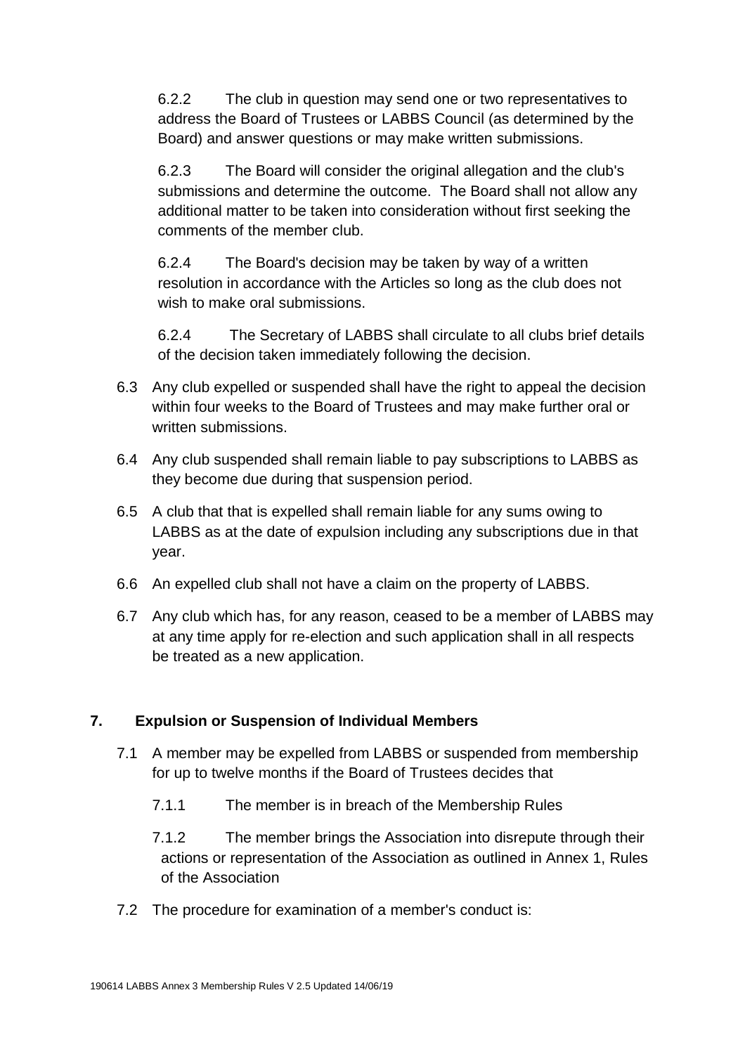6.2.2 The club in question may send one or two representatives to address the Board of Trustees or LABBS Council (as determined by the Board) and answer questions or may make written submissions.

6.2.3 The Board will consider the original allegation and the club's submissions and determine the outcome. The Board shall not allow any additional matter to be taken into consideration without first seeking the comments of the member club.

6.2.4 The Board's decision may be taken by way of a written resolution in accordance with the Articles so long as the club does not wish to make oral submissions.

6.2.4 The Secretary of LABBS shall circulate to all clubs brief details of the decision taken immediately following the decision.

6.3 Any club expelled or suspended shall have the right to appeal the decision within four weeks to the Board of Trustees and may make further oral or written submissions.

6.4 Any club suspended shall remain liable to pay subscriptions to LABBS as they become due during that suspension period.

6.5 A club that that is expelled shall remain liable for any sums owing to LABBS as at the date of expulsion including any subscriptions due in that year.

6.6 An expelled club shall not have a claim on the property of LABBS.

6.7 Any club which has, for any reason, ceased to be a member of LABBS may at any time apply for re-election and such application shall in all respects be treated as a new application.

## 7. Expulsion or Suspension of Individual Members

7.1 A member may be expelled from LABBS or suspended from membership for up to twelve months if the Board of Trustees decides that

7.1.1 The member is in breach of the Membership Rules

7.1.2 The member brings the Association into disrepute through their actions or representation of the Association as outlined in Annex 1, Rules of the Association

7.2 The procedure for examination of a member's conduct is: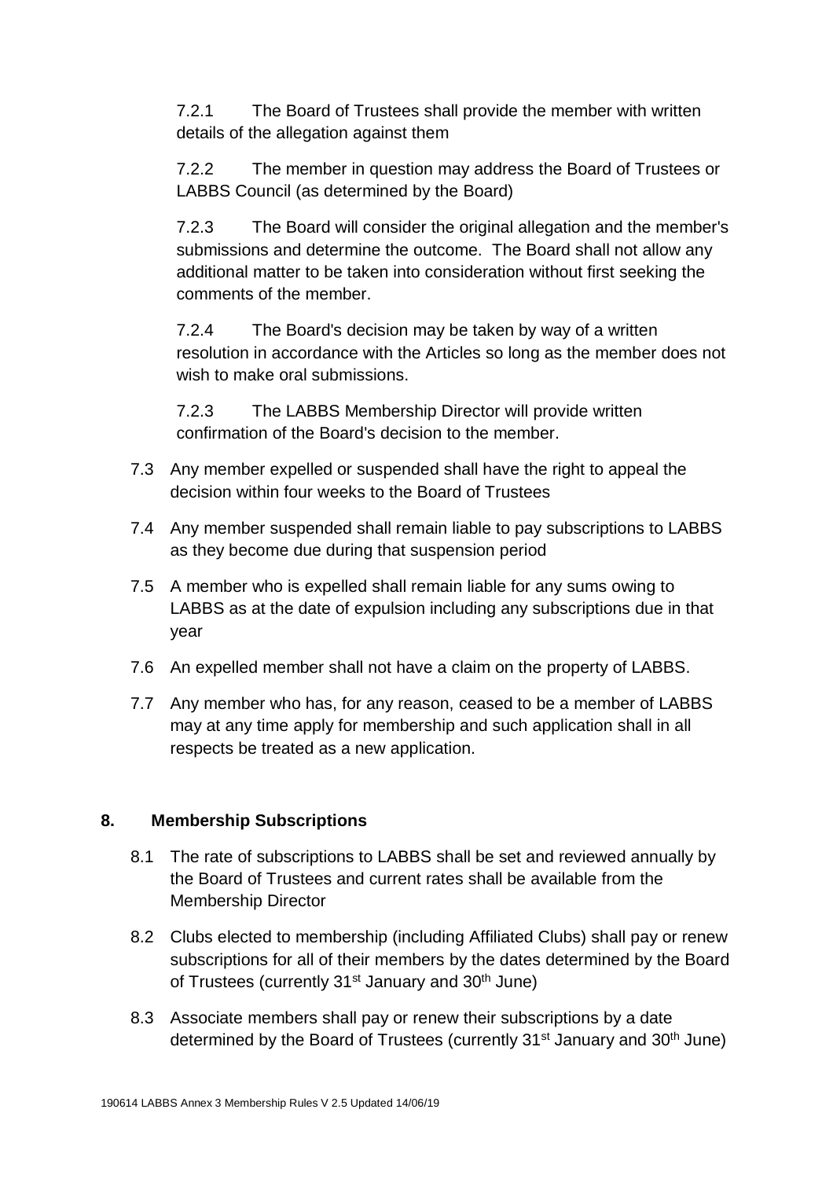7.2.1 The Board of Trustees shall provide the member with written details of the allegation against them

7.2.2 The member in question may address the Board of Trustees or LABBS Council (as determined by the Board)

7.2.3 The Board will consider the original allegation and the member's submissions and determine the outcome. The Board shall not allow any additional matter to be taken into consideration without first seeking the comments of the member.

7.2.4 The Board's decision may be taken by way of a written resolution in accordance with the Articles so long as the member does not wish to make oral submissions.

7.2.3 The LABBS Membership Director will provide written confirmation of the Board's decision to the member.

7.3 Any member expelled or suspended shall have the right to appeal the decision within four weeks to the Board of Trustees

7.4 Any member suspended shall remain liable to pay subscriptions to LABBS as they become due during that suspension period

7.5 A member who is expelled shall remain liable for any sums owing to LABBS as at the date of expulsion including any subscriptions due in that year

7.6 An expelled member shall not have a claim on the property of LABBS.

7.7 Any member who has, for any reason, ceased to be a member of LABBS may at any time apply for membership and such application shall in all respects be treated as a new application.

## 8. Membership Subscriptions

8.1 The rate of subscriptions to LABBS shall be set and reviewed annually by the Board of Trustees and current rates shall be available from the Membership Director

8.2 Clubs elected to membership (including Affiliated Clubs) shall pay or renew subscriptions for all of their members by the dates determined by the Board of Trustees (currently 31st January and 30th June)

8.3 Associate members shall pay or renew their subscriptions by a date determined by the Board of Trustees (currently 31st January and 30th June)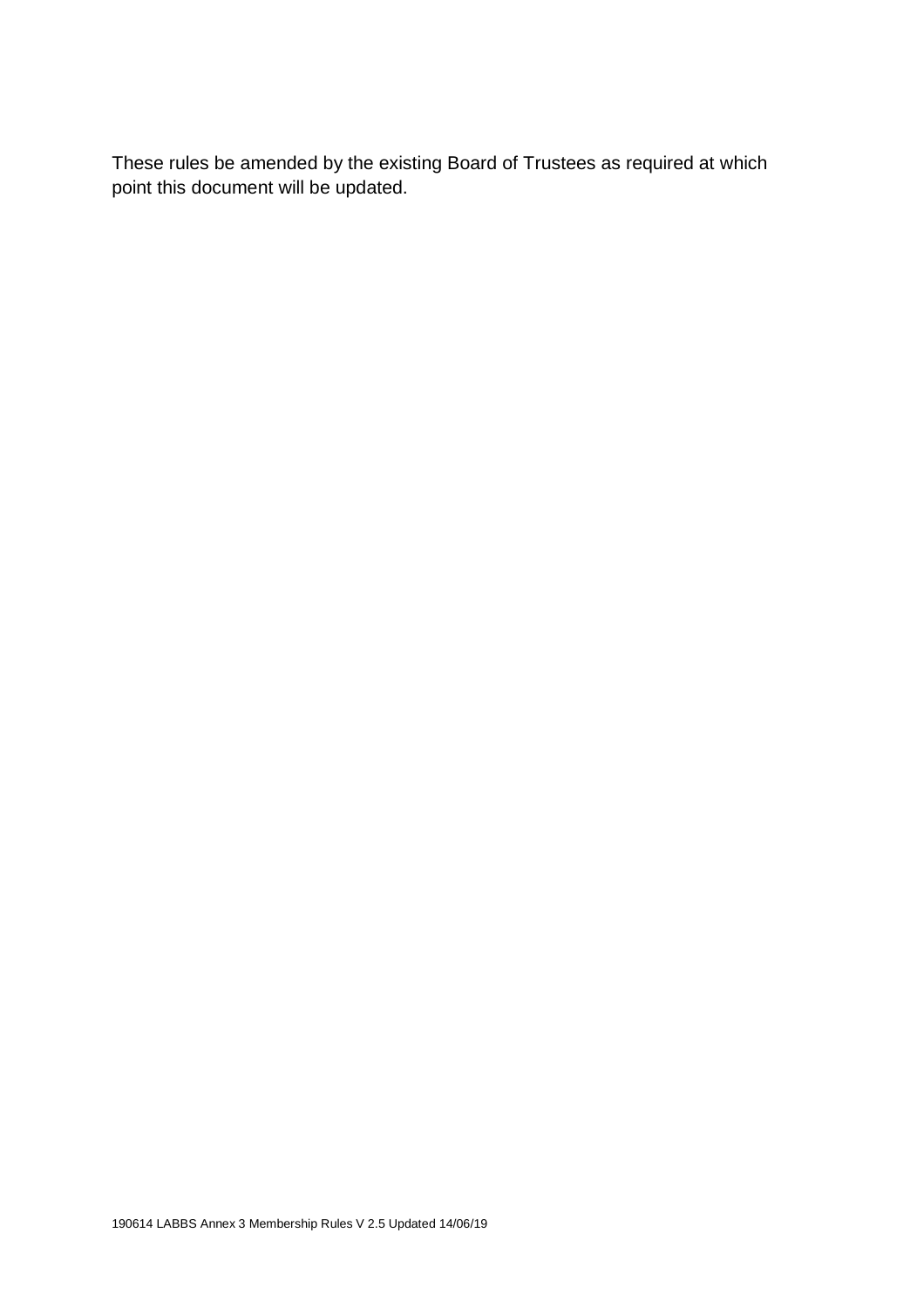These rules be amended by the existing Board of Trustees as required at which point this document will be updated.